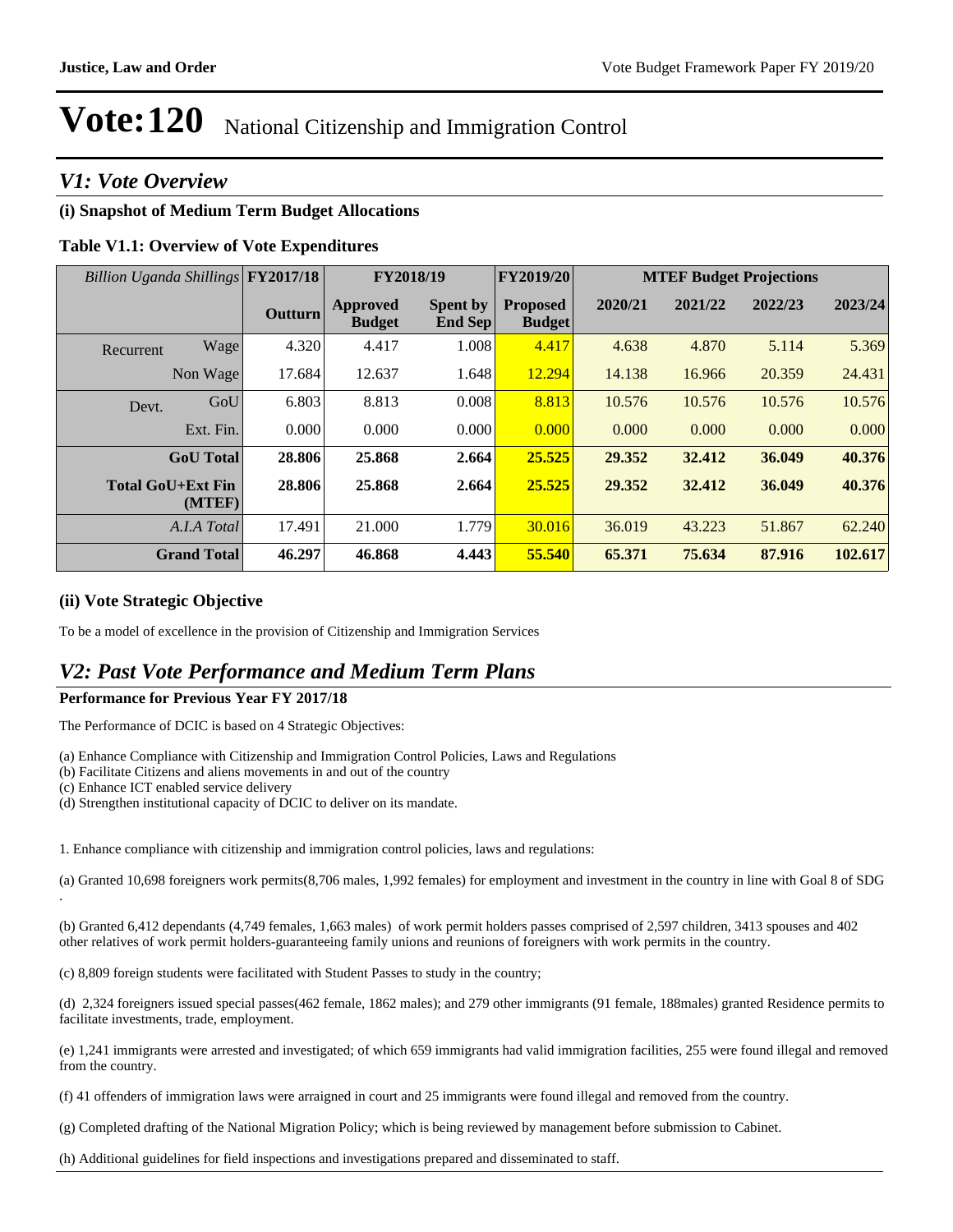# Vote:120 National Citizenship and Immigration Control

## *V1: Vote Overview*

### (i) Snapshot of Medium Term Budget Allocations

**Table V1.1: Overview of Vote Expenditures**

| *Billion Uganda Shillings* | | FY2017/18 | FY2018/19 | | FY2019/20 | MTEF Budget Projections | | | |
|---|---|---|---|---|---|---|---|---|---|
| | | **Outturn** | **Approved Budget** | **Spent by End Sep** | **Proposed Budget** | **2020/21** | **2021/22** | **2022/23** | **2023/24** |
| Recurrent | Wage | 4.320 | 4.417 | 1.008 | 4.417 | 4.638 | 4.870 | 5.114 | 5.369 |
| | Non Wage | 17.684 | 12.637 | 1.648 | 12.294 | 14.138 | 16.966 | 20.359 | 24.431 |
| Devt. | GoU | 6.803 | 8.813 | 0.008 | 8.813 | 10.576 | 10.576 | 10.576 | 10.576 |
| | Ext. Fin. | 0.000 | 0.000 | 0.000 | 0.000 | 0.000 | 0.000 | 0.000 | 0.000 |
| | **GoU Total** | **28.806** | **25.868** | **2.664** | **25.525** | **29.352** | **32.412** | **36.049** | **40.376** |
| | **Total GoU+Ext Fin (MTEF)** | **28.806** | **25.868** | **2.664** | **25.525** | **29.352** | **32.412** | **36.049** | **40.376** |
| | *A.I.A Total* | 17.491 | 21.000 | 1.779 | 30.016 | 36.019 | 43.223 | 51.867 | 62.240 |
| | **Grand Total** | **46.297** | **46.868** | **4.443** | **55.540** | **65.371** | **75.634** | **87.916** | **102.617** |

### (ii) Vote Strategic Objective

To be a model of excellence in the provision of Citizenship and Immigration Services

## *V2: Past Vote Performance and Medium Term Plans*

**Performance for Previous Year FY 2017/18**

The Performance of DCIC is based on 4 Strategic Objectives:

(a) Enhance Compliance with Citizenship and Immigration Control Policies, Laws and Regulations
(b) Facilitate Citizens and aliens movements in and out of the country
(c) Enhance ICT enabled service delivery
(d) Strengthen institutional capacity of DCIC to deliver on its mandate.

1. Enhance compliance with citizenship and immigration control policies, laws and regulations:

(a) Granted 10,698 foreigners work permits(8,706 males, 1,992 females) for employment and investment in the country in line with Goal 8 of SDG .

(b) Granted 6,412 dependants (4,749 females, 1,663 males) of work permit holders passes comprised of 2,597 children, 3413 spouses and 402 other relatives of work permit holders-guaranteeing family unions and reunions of foreigners with work permits in the country.

(c) 8,809 foreign students were facilitated with Student Passes to study in the country;

(d) 2,324 foreigners issued special passes(462 female, 1862 males); and 279 other immigrants (91 female, 188males) granted Residence permits to facilitate investments, trade, employment.

(e) 1,241 immigrants were arrested and investigated; of which 659 immigrants had valid immigration facilities, 255 were found illegal and removed from the country.

(f) 41 offenders of immigration laws were arraigned in court and 25 immigrants were found illegal and removed from the country.

(g) Completed drafting of the National Migration Policy; which is being reviewed by management before submission to Cabinet.

(h) Additional guidelines for field inspections and investigations prepared and disseminated to staff.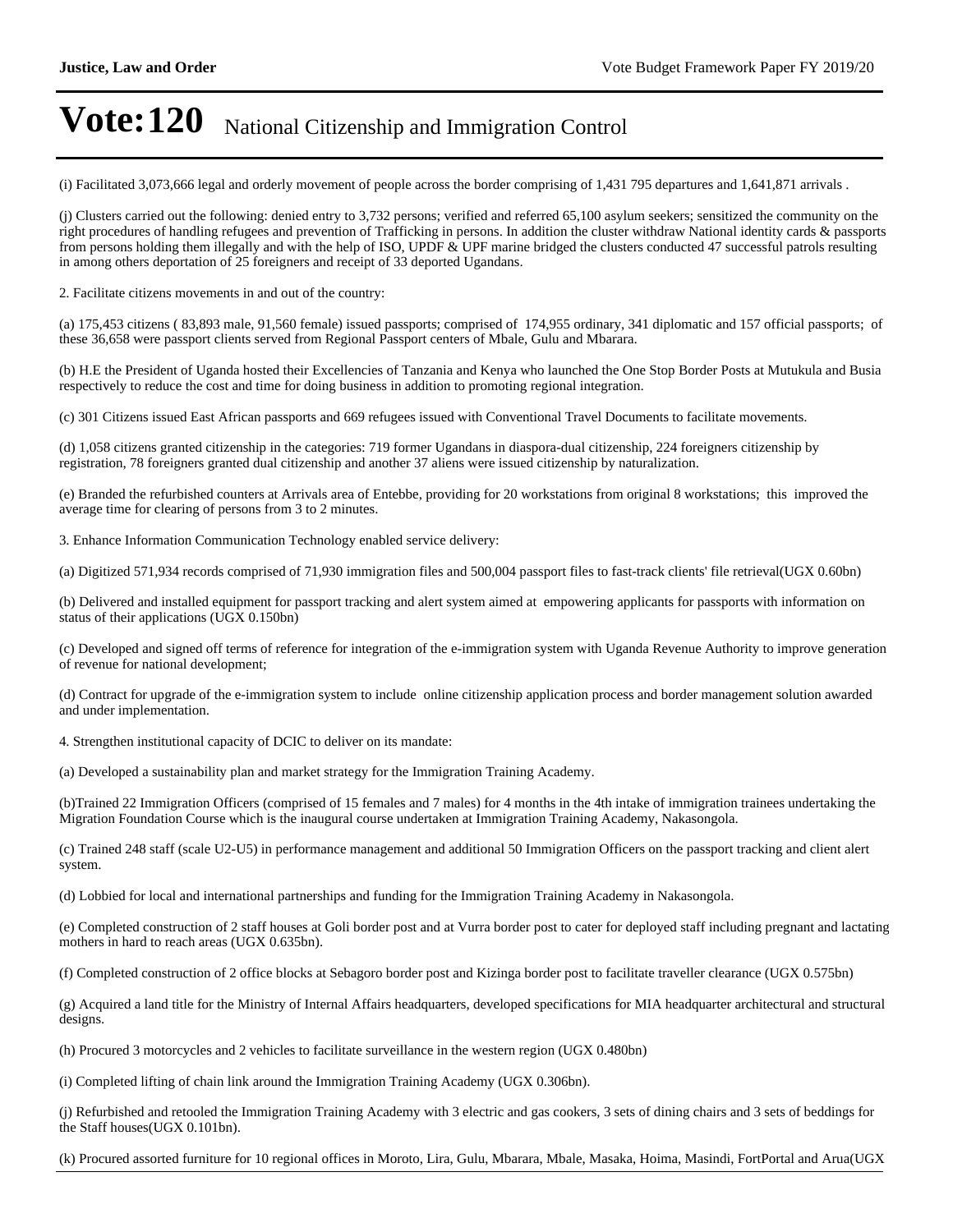(i) Facilitated 3,073,666 legal and orderly movement of people across the border comprising of 1,431 795 departures and 1,641,871 arrivals .

(j) Clusters carried out the following: denied entry to 3,732 persons; verified and referred 65,100 asylum seekers; sensitized the community on the right procedures of handling refugees and prevention of Trafficking in persons. In addition the cluster withdraw National identity cards & passports from persons holding them illegally and with the help of ISO, UPDF & UPF marine bridged the clusters conducted 47 successful patrols resulting in among others deportation of 25 foreigners and receipt of 33 deported Ugandans.

2. Facilitate citizens movements in and out of the country:

(a) 175,453 citizens ( 83,893 male, 91,560 female) issued passports; comprised of 174,955 ordinary, 341 diplomatic and 157 official passports; of these 36,658 were passport clients served from Regional Passport centers of Mbale, Gulu and Mbarara.

(b) H.E the President of Uganda hosted their Excellencies of Tanzania and Kenya who launched the One Stop Border Posts at Mutukula and Busia respectively to reduce the cost and time for doing business in addition to promoting regional integration.

(c) 301 Citizens issued East African passports and 669 refugees issued with Conventional Travel Documents to facilitate movements.

(d) 1,058 citizens granted citizenship in the categories: 719 former Ugandans in diaspora-dual citizenship, 224 foreigners citizenship by registration, 78 foreigners granted dual citizenship and another 37 aliens were issued citizenship by naturalization.

(e) Branded the refurbished counters at Arrivals area of Entebbe, providing for 20 workstations from original 8 workstations; this improved the average time for clearing of persons from 3 to 2 minutes.

3. Enhance Information Communication Technology enabled service delivery:

(a) Digitized 571,934 records comprised of 71,930 immigration files and 500,004 passport files to fast-track clients' file retrieval(UGX 0.60bn)

(b) Delivered and installed equipment for passport tracking and alert system aimed at empowering applicants for passports with information on status of their applications (UGX 0.150bn)

(c) Developed and signed off terms of reference for integration of the e-immigration system with Uganda Revenue Authority to improve generation of revenue for national development;

(d) Contract for upgrade of the e-immigration system to include online citizenship application process and border management solution awarded and under implementation.

4. Strengthen institutional capacity of DCIC to deliver on its mandate:

(a) Developed a sustainability plan and market strategy for the Immigration Training Academy.

(b)Trained 22 Immigration Officers (comprised of 15 females and 7 males) for 4 months in the 4th intake of immigration trainees undertaking the Migration Foundation Course which is the inaugural course undertaken at Immigration Training Academy, Nakasongola.

(c) Trained 248 staff (scale U2-U5) in performance management and additional 50 Immigration Officers on the passport tracking and client alert system.

(d) Lobbied for local and international partnerships and funding for the Immigration Training Academy in Nakasongola.

(e) Completed construction of 2 staff houses at Goli border post and at Vurra border post to cater for deployed staff including pregnant and lactating mothers in hard to reach areas (UGX 0.635bn).

(f) Completed construction of 2 office blocks at Sebagoro border post and Kizinga border post to facilitate traveller clearance (UGX 0.575bn)

(g) Acquired a land title for the Ministry of Internal Affairs headquarters, developed specifications for MIA headquarter architectural and structural designs.

(h) Procured 3 motorcycles and 2 vehicles to facilitate surveillance in the western region (UGX 0.480bn)

(i) Completed lifting of chain link around the Immigration Training Academy (UGX 0.306bn).

(j) Refurbished and retooled the Immigration Training Academy with 3 electric and gas cookers, 3 sets of dining chairs and 3 sets of beddings for the Staff houses(UGX 0.101bn).

(k) Procured assorted furniture for 10 regional offices in Moroto, Lira, Gulu, Mbarara, Mbale, Masaka, Hoima, Masindi, FortPortal and Arua(UGX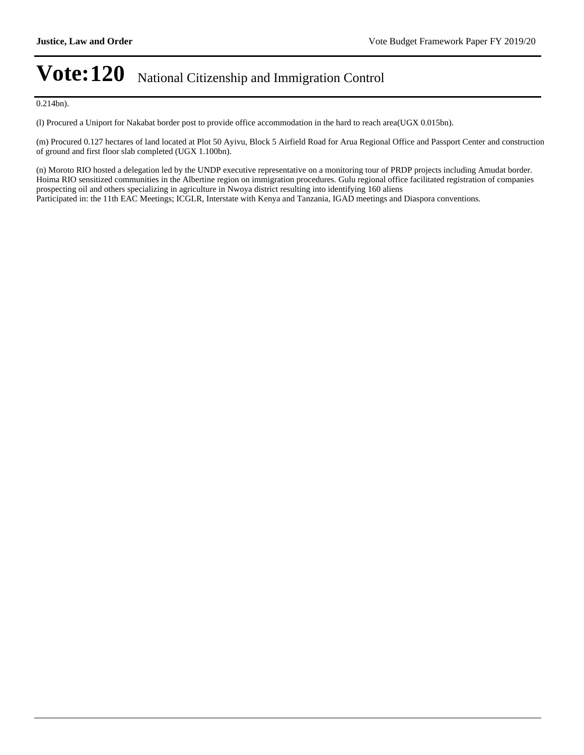0.214bn).

(l) Procured a Uniport for Nakabat border post to provide office accommodation in the hard to reach area(UGX 0.015bn).

(m) Procured 0.127 hectares of land located at Plot 50 Ayivu, Block 5 Airfield Road for Arua Regional Office and Passport Center and construction of ground and first floor slab completed (UGX 1.100bn).

(n) Moroto RIO hosted a delegation led by the UNDP executive representative on a monitoring tour of PRDP projects including Amudat border. Hoima RIO sensitized communities in the Albertine region on immigration procedures. Gulu regional office facilitated registration of companies prospecting oil and others specializing in agriculture in Nwoya district resulting into identifying 160 aliens
Participated in: the 11th EAC Meetings; ICGLR, Interstate with Kenya and Tanzania, IGAD meetings and Diaspora conventions.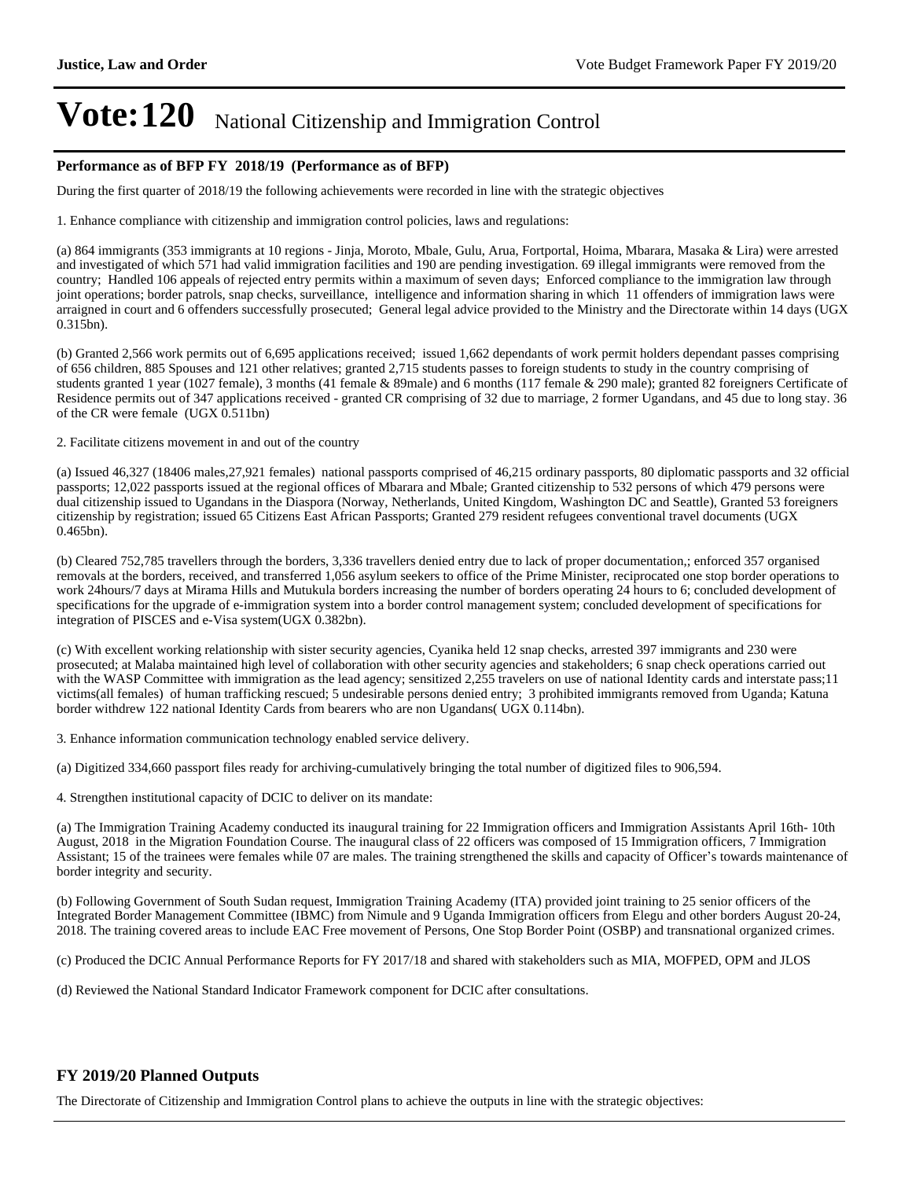# Vote:120 National Citizenship and Immigration Control

### Performance as of BFP FY 2018/19 (Performance as of BFP)

During the first quarter of 2018/19 the following achievements were recorded in line with the strategic objectives

1. Enhance compliance with citizenship and immigration control policies, laws and regulations:

(a) 864 immigrants (353 immigrants at 10 regions - Jinja, Moroto, Mbale, Gulu, Arua, Fortportal, Hoima, Mbarara, Masaka & Lira) were arrested and investigated of which 571 had valid immigration facilities and 190 are pending investigation. 69 illegal immigrants were removed from the country; Handled 106 appeals of rejected entry permits within a maximum of seven days; Enforced compliance to the immigration law through joint operations; border patrols, snap checks, surveillance, intelligence and information sharing in which 11 offenders of immigration laws were arraigned in court and 6 offenders successfully prosecuted; General legal advice provided to the Ministry and the Directorate within 14 days (UGX 0.315bn).

(b) Granted 2,566 work permits out of 6,695 applications received; issued 1,662 dependants of work permit holders dependant passes comprising of 656 children, 885 Spouses and 121 other relatives; granted 2,715 students passes to foreign students to study in the country comprising of students granted 1 year (1027 female), 3 months (41 female & 89male) and 6 months (117 female & 290 male); granted 82 foreigners Certificate of Residence permits out of 347 applications received - granted CR comprising of 32 due to marriage, 2 former Ugandans, and 45 due to long stay. 36 of the CR were female (UGX 0.511bn)

2. Facilitate citizens movement in and out of the country

(a) Issued 46,327 (18406 males,27,921 females) national passports comprised of 46,215 ordinary passports, 80 diplomatic passports and 32 official passports; 12,022 passports issued at the regional offices of Mbarara and Mbale; Granted citizenship to 532 persons of which 479 persons were dual citizenship issued to Ugandans in the Diaspora (Norway, Netherlands, United Kingdom, Washington DC and Seattle), Granted 53 foreigners citizenship by registration; issued 65 Citizens East African Passports; Granted 279 resident refugees conventional travel documents (UGX 0.465bn).

(b) Cleared 752,785 travellers through the borders, 3,336 travellers denied entry due to lack of proper documentation,; enforced 357 organised removals at the borders, received, and transferred 1,056 asylum seekers to office of the Prime Minister, reciprocated one stop border operations to work 24hours/7 days at Mirama Hills and Mutukula borders increasing the number of borders operating 24 hours to 6; concluded development of specifications for the upgrade of e-immigration system into a border control management system; concluded development of specifications for integration of PISCES and e-Visa system(UGX 0.382bn).

(c) With excellent working relationship with sister security agencies, Cyanika held 12 snap checks, arrested 397 immigrants and 230 were prosecuted; at Malaba maintained high level of collaboration with other security agencies and stakeholders; 6 snap check operations carried out with the WASP Committee with immigration as the lead agency; sensitized 2,255 travelers on use of national Identity cards and interstate pass;11 victims(all females) of human trafficking rescued; 5 undesirable persons denied entry; 3 prohibited immigrants removed from Uganda; Katuna border withdrew 122 national Identity Cards from bearers who are non Ugandans( UGX 0.114bn).

3. Enhance information communication technology enabled service delivery.

(a) Digitized 334,660 passport files ready for archiving-cumulatively bringing the total number of digitized files to 906,594.

4. Strengthen institutional capacity of DCIC to deliver on its mandate:

(a) The Immigration Training Academy conducted its inaugural training for 22 Immigration officers and Immigration Assistants April 16th- 10th August, 2018 in the Migration Foundation Course. The inaugural class of 22 officers was composed of 15 Immigration officers, 7 Immigration Assistant; 15 of the trainees were females while 07 are males. The training strengthened the skills and capacity of Officer's towards maintenance of border integrity and security.

(b) Following Government of South Sudan request, Immigration Training Academy (ITA) provided joint training to 25 senior officers of the Integrated Border Management Committee (IBMC) from Nimule and 9 Uganda Immigration officers from Elegu and other borders August 20-24, 2018. The training covered areas to include EAC Free movement of Persons, One Stop Border Point (OSBP) and transnational organized crimes.

(c) Produced the DCIC Annual Performance Reports for FY 2017/18 and shared with stakeholders such as MIA, MOFPED, OPM and JLOS

(d) Reviewed the National Standard Indicator Framework component for DCIC after consultations.

### FY 2019/20 Planned Outputs

The Directorate of Citizenship and Immigration Control plans to achieve the outputs in line with the strategic objectives: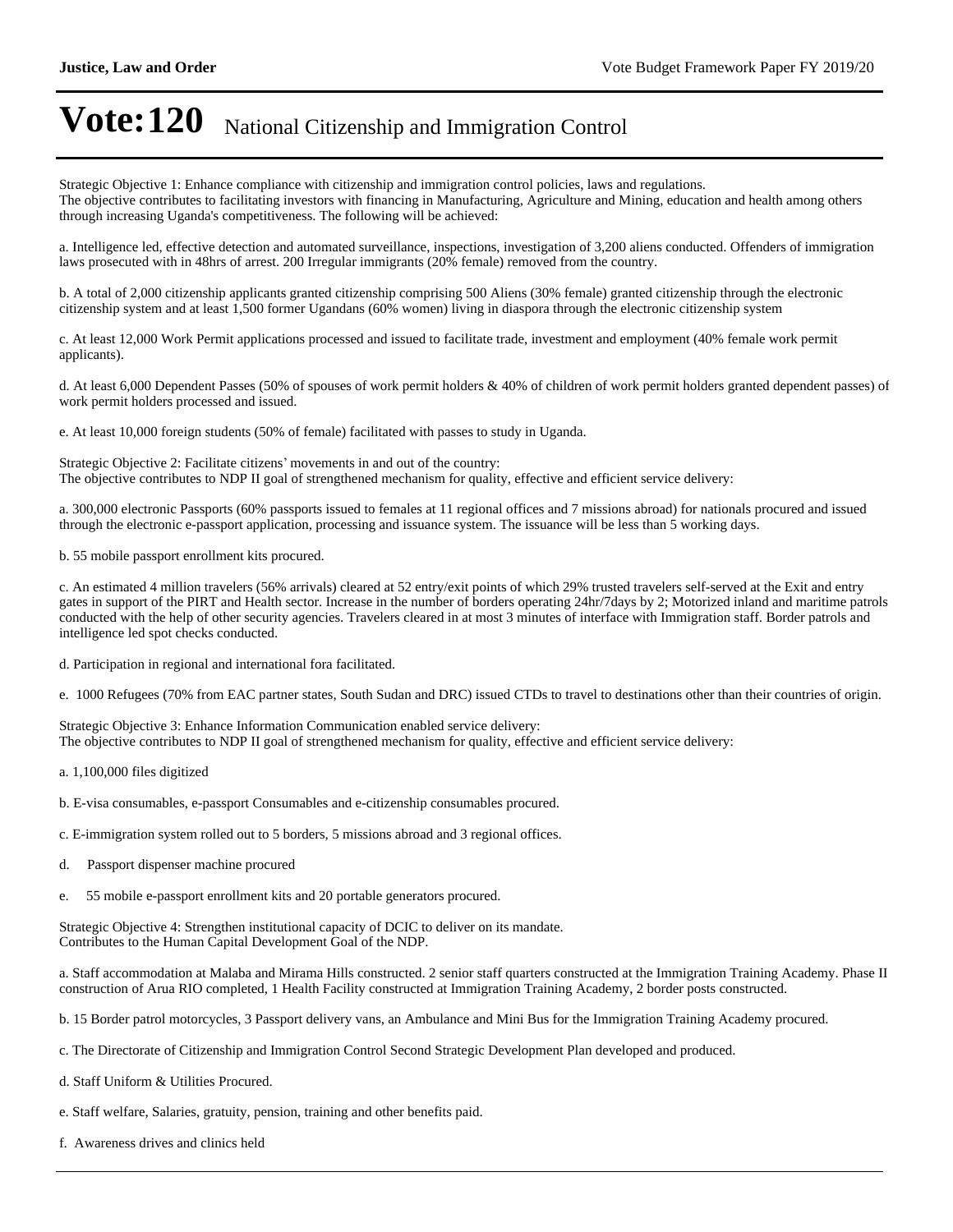Strategic Objective 1: Enhance compliance with citizenship and immigration control policies, laws and regulations.
The objective contributes to facilitating investors with financing in Manufacturing, Agriculture and Mining, education and health among others through increasing Uganda's competitiveness. The following will be achieved:

a. Intelligence led, effective detection and automated surveillance, inspections, investigation of 3,200 aliens conducted. Offenders of immigration laws prosecuted with in 48hrs of arrest. 200 Irregular immigrants (20% female) removed from the country.

b. A total of 2,000 citizenship applicants granted citizenship comprising 500 Aliens (30% female) granted citizenship through the electronic citizenship system and at least 1,500 former Ugandans (60% women) living in diaspora through the electronic citizenship system

c. At least 12,000 Work Permit applications processed and issued to facilitate trade, investment and employment (40% female work permit applicants).

d. At least 6,000 Dependent Passes (50% of spouses of work permit holders & 40% of children of work permit holders granted dependent passes) of work permit holders processed and issued.

e. At least 10,000 foreign students (50% of female) facilitated with passes to study in Uganda.

Strategic Objective 2: Facilitate citizens' movements in and out of the country:
The objective contributes to NDP II goal of strengthened mechanism for quality, effective and efficient service delivery:

a. 300,000 electronic Passports (60% passports issued to females at 11 regional offices and 7 missions abroad) for nationals procured and issued through the electronic e-passport application, processing and issuance system. The issuance will be less than 5 working days.

b. 55 mobile passport enrollment kits procured.

c. An estimated 4 million travelers (56% arrivals) cleared at 52 entry/exit points of which 29% trusted travelers self-served at the Exit and entry gates in support of the PIRT and Health sector. Increase in the number of borders operating 24hr/7days by 2; Motorized inland and maritime patrols conducted with the help of other security agencies. Travelers cleared in at most 3 minutes of interface with Immigration staff. Border patrols and intelligence led spot checks conducted.

d. Participation in regional and international fora facilitated.

e. 1000 Refugees (70% from EAC partner states, South Sudan and DRC) issued CTDs to travel to destinations other than their countries of origin.

Strategic Objective 3: Enhance Information Communication enabled service delivery:
The objective contributes to NDP II goal of strengthened mechanism for quality, effective and efficient service delivery:

a. 1,100,000 files digitized

b. E-visa consumables, e-passport Consumables and e-citizenship consumables procured.

c. E-immigration system rolled out to 5 borders, 5 missions abroad and 3 regional offices.

d. Passport dispenser machine procured

e. 55 mobile e-passport enrollment kits and 20 portable generators procured.

Strategic Objective 4: Strengthen institutional capacity of DCIC to deliver on its mandate.
Contributes to the Human Capital Development Goal of the NDP.

a. Staff accommodation at Malaba and Mirama Hills constructed. 2 senior staff quarters constructed at the Immigration Training Academy. Phase II construction of Arua RIO completed, 1 Health Facility constructed at Immigration Training Academy, 2 border posts constructed.

b. 15 Border patrol motorcycles, 3 Passport delivery vans, an Ambulance and Mini Bus for the Immigration Training Academy procured.

c. The Directorate of Citizenship and Immigration Control Second Strategic Development Plan developed and produced.

d. Staff Uniform & Utilities Procured.

e. Staff welfare, Salaries, gratuity, pension, training and other benefits paid.

f. Awareness drives and clinics held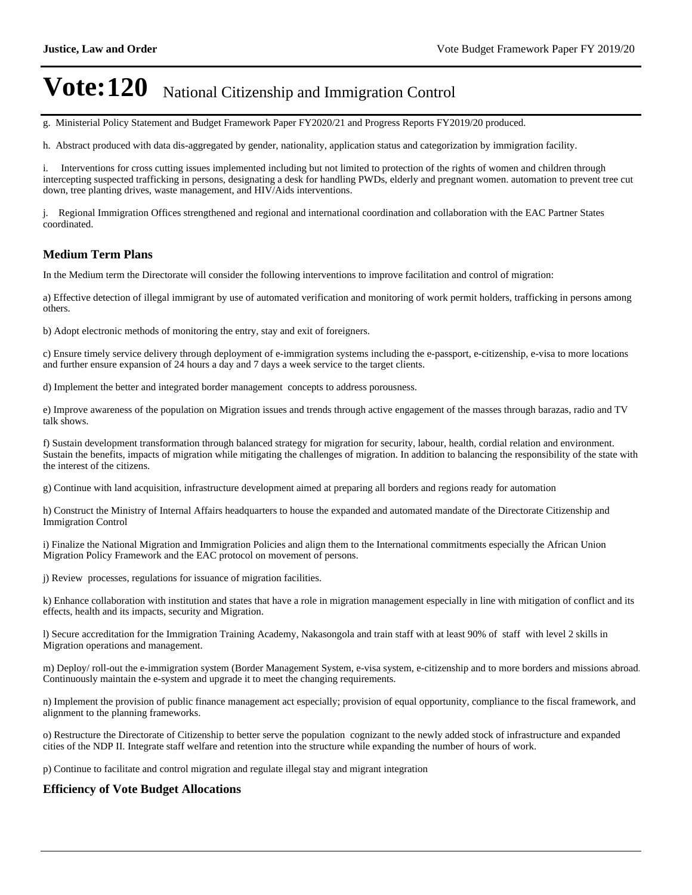# Vote:120 National Citizenship and Immigration Control

g. Ministerial Policy Statement and Budget Framework Paper FY2020/21 and Progress Reports FY2019/20 produced.

h. Abstract produced with data dis-aggregated by gender, nationality, application status and categorization by immigration facility.

i. Interventions for cross cutting issues implemented including but not limited to protection of the rights of women and children through intercepting suspected trafficking in persons, designating a desk for handling PWDs, elderly and pregnant women. automation to prevent tree cut down, tree planting drives, waste management, and HIV/Aids interventions.

j. Regional Immigration Offices strengthened and regional and international coordination and collaboration with the EAC Partner States coordinated.

## Medium Term Plans

In the Medium term the Directorate will consider the following interventions to improve facilitation and control of migration:

a) Effective detection of illegal immigrant by use of automated verification and monitoring of work permit holders, trafficking in persons among others.

b) Adopt electronic methods of monitoring the entry, stay and exit of foreigners.

c) Ensure timely service delivery through deployment of e-immigration systems including the e-passport, e-citizenship, e-visa to more locations and further ensure expansion of 24 hours a day and 7 days a week service to the target clients.

d) Implement the better and integrated border management concepts to address porousness.

e) Improve awareness of the population on Migration issues and trends through active engagement of the masses through barazas, radio and TV talk shows.

f) Sustain development transformation through balanced strategy for migration for security, labour, health, cordial relation and environment. Sustain the benefits, impacts of migration while mitigating the challenges of migration. In addition to balancing the responsibility of the state with the interest of the citizens.

g) Continue with land acquisition, infrastructure development aimed at preparing all borders and regions ready for automation

h) Construct the Ministry of Internal Affairs headquarters to house the expanded and automated mandate of the Directorate Citizenship and Immigration Control

i) Finalize the National Migration and Immigration Policies and align them to the International commitments especially the African Union Migration Policy Framework and the EAC protocol on movement of persons.

j) Review processes, regulations for issuance of migration facilities.

k) Enhance collaboration with institution and states that have a role in migration management especially in line with mitigation of conflict and its effects, health and its impacts, security and Migration.

l) Secure accreditation for the Immigration Training Academy, Nakasongola and train staff with at least 90% of staff with level 2 skills in Migration operations and management.

m) Deploy/ roll-out the e-immigration system (Border Management System, e-visa system, e-citizenship and to more borders and missions abroad. Continuously maintain the e-system and upgrade it to meet the changing requirements.

n) Implement the provision of public finance management act especially; provision of equal opportunity, compliance to the fiscal framework, and alignment to the planning frameworks.

o) Restructure the Directorate of Citizenship to better serve the population cognizant to the newly added stock of infrastructure and expanded cities of the NDP II. Integrate staff welfare and retention into the structure while expanding the number of hours of work.

p) Continue to facilitate and control migration and regulate illegal stay and migrant integration

## Efficiency of Vote Budget Allocations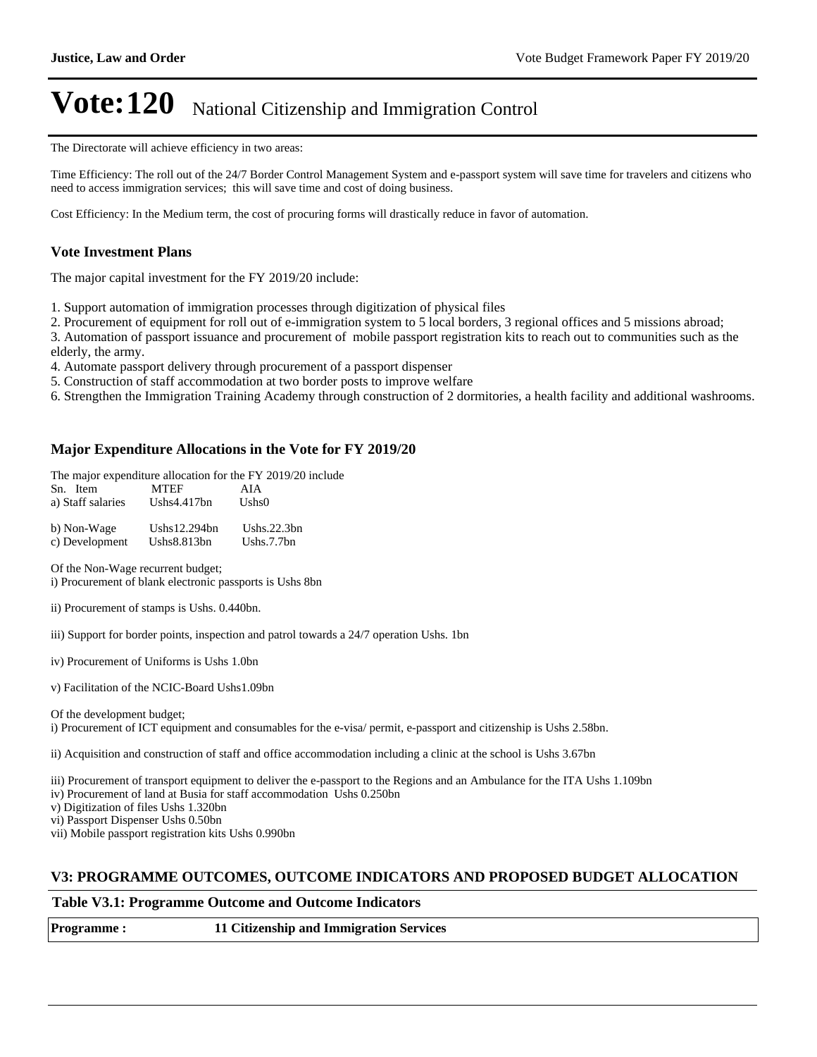The Directorate will achieve efficiency in two areas:

Time Efficiency: The roll out of the 24/7 Border Control Management System and e-passport system will save time for travelers and citizens who need to access immigration services; this will save time and cost of doing business.

Cost Efficiency: In the Medium term, the cost of procuring forms will drastically reduce in favor of automation.

### Vote Investment Plans

The major capital investment for the FY 2019/20 include:

1. Support automation of immigration processes through digitization of physical files
2. Procurement of equipment for roll out of e-immigration system to 5 local borders, 3 regional offices and 5 missions abroad;
3. Automation of passport issuance and procurement of mobile passport registration kits to reach out to communities such as the elderly, the army.
4. Automate passport delivery through procurement of a passport dispenser
5. Construction of staff accommodation at two border posts to improve welfare
6. Strengthen the Immigration Training Academy through construction of 2 dormitories, a health facility and additional washrooms.

### Major Expenditure Allocations in the Vote for FY 2019/20

The major expenditure allocation for the FY 2019/20 include

| Sn. Item | MTEF | AIA |
|---|---|---|
| a) Staff salaries | Ushs4.417bn | Ushs0 |
| b) Non-Wage | Ushs12.294bn | Ushs.22.3bn |
| c) Development | Ushs8.813bn | Ushs.7.7bn |

Of the Non-Wage recurrent budget;

i) Procurement of blank electronic passports is Ushs 8bn

ii) Procurement of stamps is Ushs. 0.440bn.

iii) Support for border points, inspection and patrol towards a 24/7 operation Ushs. 1bn

iv) Procurement of Uniforms is Ushs 1.0bn

v) Facilitation of the NCIC-Board Ushs1.09bn

Of the development budget;

i) Procurement of ICT equipment and consumables for the e-visa/ permit, e-passport and citizenship is Ushs 2.58bn.

ii) Acquisition and construction of staff and office accommodation including a clinic at the school is Ushs 3.67bn

iii) Procurement of transport equipment to deliver the e-passport to the Regions and an Ambulance for the ITA Ushs 1.109bn
iv) Procurement of land at Busia for staff accommodation Ushs 0.250bn
v) Digitization of files Ushs 1.320bn
vi) Passport Dispenser Ushs 0.50bn
vii) Mobile passport registration kits Ushs 0.990bn

## V3: PROGRAMME OUTCOMES, OUTCOME INDICATORS AND PROPOSED BUDGET ALLOCATION

### Table V3.1: Programme Outcome and Outcome Indicators

| Programme : | 11 Citizenship and Immigration Services |
|---|---|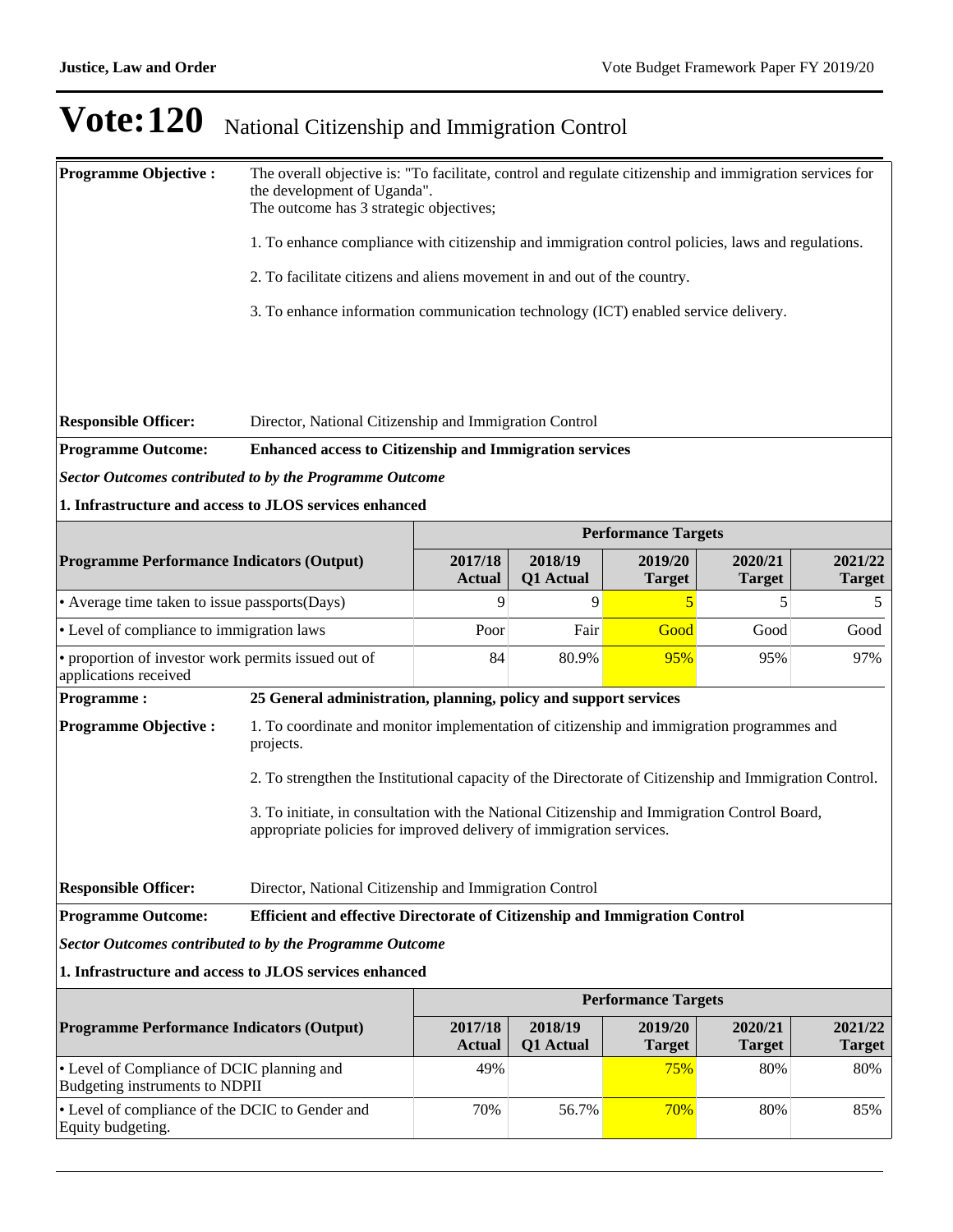# Vote:120 National Citizenship and Immigration Control

**Programme Objective :** The overall objective is: "To facilitate, control and regulate citizenship and immigration services for the development of Uganda".
The outcome has 3 strategic objectives;

1. To enhance compliance with citizenship and immigration control policies, laws and regulations.

2. To facilitate citizens and aliens movement in and out of the country.

3. To enhance information communication technology (ICT) enabled service delivery.

**Responsible Officer:** Director, National Citizenship and Immigration Control

**Programme Outcome:** **Enhanced access to Citizenship and Immigration services**

***Sector Outcomes contributed to by the Programme Outcome***

**1. Infrastructure and access to JLOS services enhanced**

| Programme Performance Indicators (Output) | Performance Targets | | | | |
|---|---|---|---|---|---|
| | 2017/18 Actual | 2018/19 Q1 Actual | 2019/20 Target | 2020/21 Target | 2021/22 Target |
| • Average time taken to issue passports(Days) | 9 | 9 | 5 | 5 | 5 |
| • Level of compliance to immigration laws | Poor | Fair | Good | Good | Good |
| • proportion of investor work permits issued out of applications received | 84 | 80.9% | 95% | 95% | 97% |

**Programme :** **25 General administration, planning, policy and support services**

**Programme Objective :**

1. To coordinate and monitor implementation of citizenship and immigration programmes and projects.

2. To strengthen the Institutional capacity of the Directorate of Citizenship and Immigration Control.

3. To initiate, in consultation with the National Citizenship and Immigration Control Board, appropriate policies for improved delivery of immigration services.

**Responsible Officer:** Director, National Citizenship and Immigration Control

**Programme Outcome:** **Efficient and effective Directorate of Citizenship and Immigration Control**

***Sector Outcomes contributed to by the Programme Outcome***

**1. Infrastructure and access to JLOS services enhanced**

| Programme Performance Indicators (Output) | Performance Targets | | | | |
|---|---|---|---|---|---|
| | 2017/18 Actual | 2018/19 Q1 Actual | 2019/20 Target | 2020/21 Target | 2021/22 Target |
| • Level of Compliance of DCIC planning and Budgeting instruments to NDPII | 49% | | 75% | 80% | 80% |
| • Level of compliance of the DCIC to Gender and Equity budgeting. | 70% | 56.7% | 70% | 80% | 85% |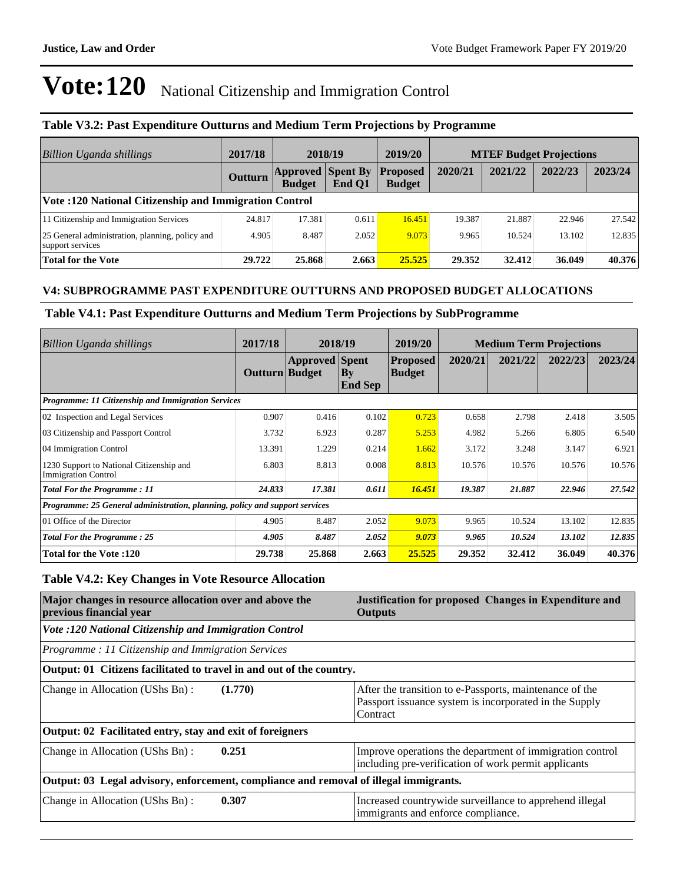# Vote:120 National Citizenship and Immigration Control

### Table V3.2: Past Expenditure Outturns and Medium Term Projections by Programme

| *Billion Uganda shillings* | 2017/18 | 2018/19 | | 2019/20 | MTEF Budget Projections | | | |
|---|---|---|---|---|---|---|---|---|
| | Outturn | Approved Budget | Spent By End Q1 | Proposed Budget | 2020/21 | 2021/22 | 2022/23 | 2023/24 |
| **Vote :120 National Citizenship and Immigration Control** | | | | | | | | |
| 11 Citizenship and Immigration Services | 24.817 | 17.381 | 0.611 | 16.451 | 19.387 | 21.887 | 22.946 | 27.542 |
| 25 General administration, planning, policy and support services | 4.905 | 8.487 | 2.052 | 9.073 | 9.965 | 10.524 | 13.102 | 12.835 |
| **Total for the Vote** | **29.722** | **25.868** | **2.663** | **25.525** | **29.352** | **32.412** | **36.049** | **40.376** |

### V4: SUBPROGRAMME PAST EXPENDITURE OUTTURNS AND PROPOSED BUDGET ALLOCATIONS

### Table V4.1: Past Expenditure Outturns and Medium Term Projections by SubProgramme

| *Billion Uganda shillings* | 2017/18 | 2018/19 | | 2019/20 | Medium Term Projections | | | |
|---|---|---|---|---|---|---|---|---|
| | Outturn | Approved Budget | Spent By End Sep | Proposed Budget | 2020/21 | 2021/22 | 2022/23 | 2023/24 |
| ***Programme: 11 Citizenship and Immigration Services*** | | | | | | | | |
| 02 Inspection and Legal Services | 0.907 | 0.416 | 0.102 | 0.723 | 0.658 | 2.798 | 2.418 | 3.505 |
| 03 Citizenship and Passport Control | 3.732 | 6.923 | 0.287 | 5.253 | 4.982 | 5.266 | 6.805 | 6.540 |
| 04 Immigration Control | 13.391 | 1.229 | 0.214 | 1.662 | 3.172 | 3.248 | 3.147 | 6.921 |
| 1230 Support to National Citizenship and Immigration Control | 6.803 | 8.813 | 0.008 | 8.813 | 10.576 | 10.576 | 10.576 | 10.576 |
| ***Total For the Programme : 11*** | ***24.833*** | ***17.381*** | ***0.611*** | ***16.451*** | ***19.387*** | ***21.887*** | ***22.946*** | ***27.542*** |
| ***Programme: 25 General administration, planning, policy and support services*** | | | | | | | | |
| 01 Office of the Director | 4.905 | 8.487 | 2.052 | 9.073 | 9.965 | 10.524 | 13.102 | 12.835 |
| ***Total For the Programme : 25*** | ***4.905*** | ***8.487*** | ***2.052*** | ***9.073*** | ***9.965*** | ***10.524*** | ***13.102*** | ***12.835*** |
| **Total for the Vote :120** | **29.738** | **25.868** | **2.663** | **25.525** | **29.352** | **32.412** | **36.049** | **40.376** |

### Table V4.2: Key Changes in Vote Resource Allocation

| Major changes in resource allocation over and above the previous financial year | | Justification for proposed Changes in Expenditure and Outputs |
|---|---|---|
| *Vote :120 National Citizenship and Immigration Control* | | |
| *Programme : 11 Citizenship and Immigration Services* | | |
| **Output: 01 Citizens facilitated to travel in and out of the country.** | | |
| Change in Allocation (UShs Bn) : | **(1.770)** | After the transition to e-Passports, maintenance of the Passport issuance system is incorporated in the Supply Contract |
| **Output: 02 Facilitated entry, stay and exit of foreigners** | | |
| Change in Allocation (UShs Bn) : | **0.251** | Improve operations the department of immigration control including pre-verification of work permit applicants |
| **Output: 03 Legal advisory, enforcement, compliance and removal of illegal immigrants.** | | |
| Change in Allocation (UShs Bn) : | **0.307** | Increased countrywide surveillance to apprehend illegal immigrants and enforce compliance. |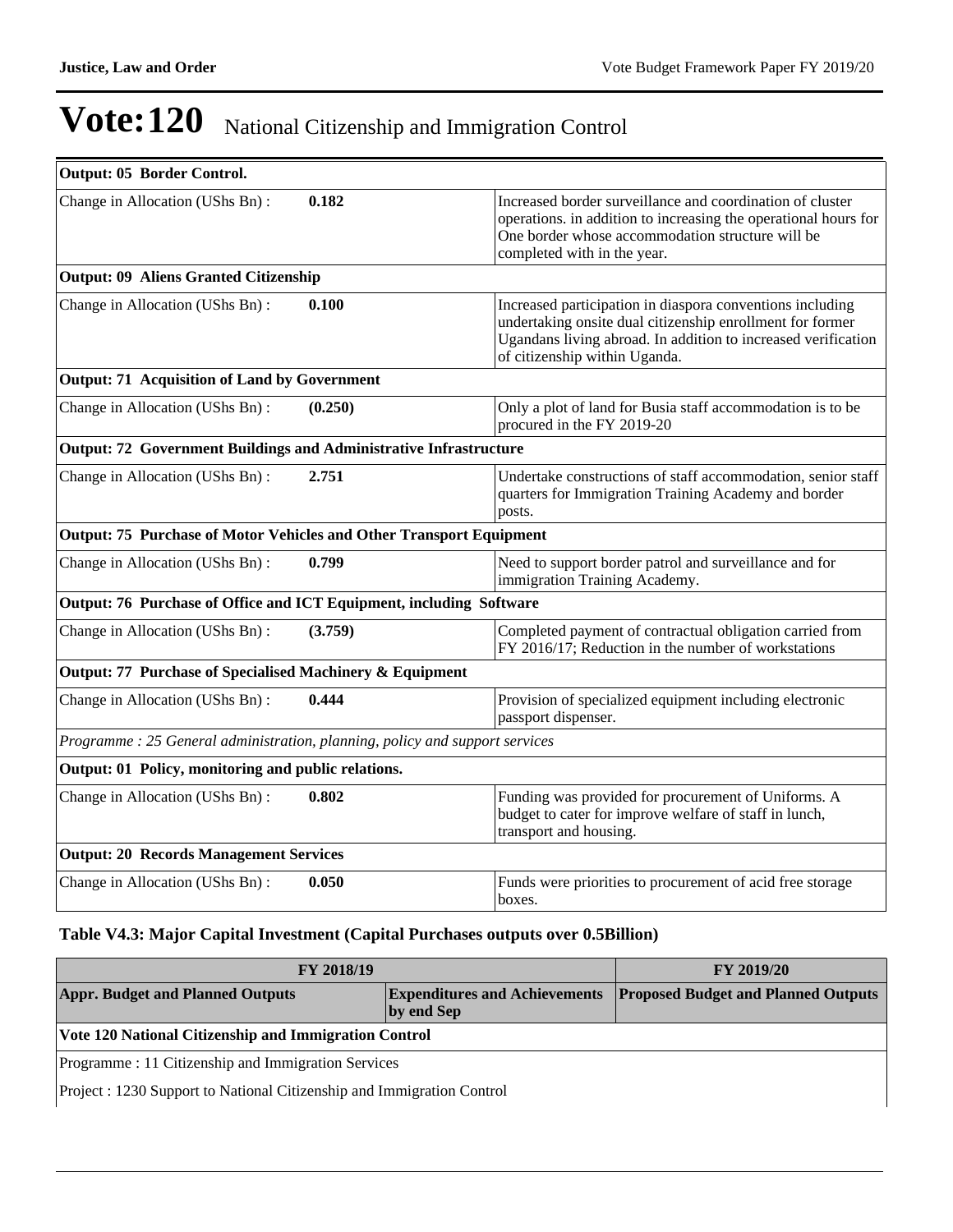# Vote:120 National Citizenship and Immigration Control

| Output: 05 Border Control. | | |
|---|---|---|
| Change in Allocation (UShs Bn) : | 0.182 | Increased border surveillance and coordination of cluster operations. in addition to increasing the operational hours for One border whose accommodation structure will be completed with in the year. |
| **Output: 09 Aliens Granted Citizenship** | | |
| Change in Allocation (UShs Bn) : | **0.100** | Increased participation in diaspora conventions including undertaking onsite dual citizenship enrollment for former Ugandans living abroad. In addition to increased verification of citizenship within Uganda. |
| **Output: 71 Acquisition of Land by Government** | | |
| Change in Allocation (UShs Bn) : | **(0.250)** | Only a plot of land for Busia staff accommodation is to be procured in the FY 2019-20 |
| **Output: 72 Government Buildings and Administrative Infrastructure** | | |
| Change in Allocation (UShs Bn) : | **2.751** | Undertake constructions of staff accommodation, senior staff quarters for Immigration Training Academy and border posts. |
| **Output: 75 Purchase of Motor Vehicles and Other Transport Equipment** | | |
| Change in Allocation (UShs Bn) : | **0.799** | Need to support border patrol and surveillance and for immigration Training Academy. |
| **Output: 76 Purchase of Office and ICT Equipment, including Software** | | |
| Change in Allocation (UShs Bn) : | **(3.759)** | Completed payment of contractual obligation carried from FY 2016/17; Reduction in the number of workstations |
| **Output: 77 Purchase of Specialised Machinery & Equipment** | | |
| Change in Allocation (UShs Bn) : | **0.444** | Provision of specialized equipment including electronic passport dispenser. |
| *Programme : 25 General administration, planning, policy and support services* | | |
| **Output: 01 Policy, monitoring and public relations.** | | |
| Change in Allocation (UShs Bn) : | **0.802** | Funding was provided for procurement of Uniforms. A budget to cater for improve welfare of staff in lunch, transport and housing. |
| **Output: 20 Records Management Services** | | |
| Change in Allocation (UShs Bn) : | **0.050** | Funds were priorities to procurement of acid free storage boxes. |

### Table V4.3: Major Capital Investment (Capital Purchases outputs over 0.5Billion)

| FY 2018/19 | | FY 2019/20 |
|---|---|---|
| **Appr. Budget and Planned Outputs** | **Expenditures and Achievements by end Sep** | **Proposed Budget and Planned Outputs** |
| **Vote 120 National Citizenship and Immigration Control** | | |
| Programme : 11 Citizenship and Immigration Services | | |
| Project : 1230 Support to National Citizenship and Immigration Control | | |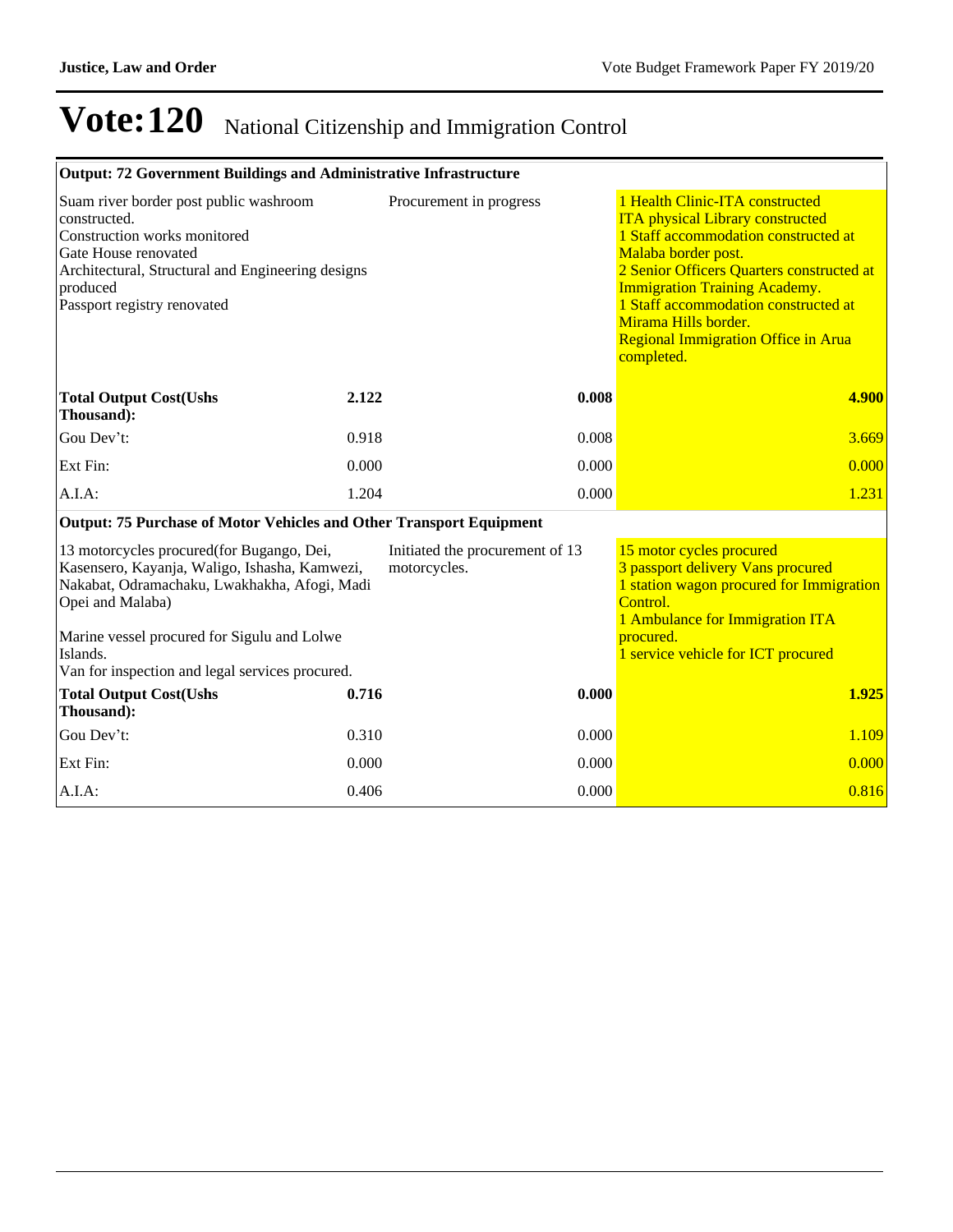# Vote:120 National Citizenship and Immigration Control

| Output: 72 Government Buildings and Administrative Infrastructure | | | |
|---|---|---|---|
| Suam river border post public washroom constructed.<br>Construction works monitored<br>Gate House renovated<br>Architectural, Structural and Engineering designs produced<br>Passport registry renovated | | Procurement in progress | 1 Health Clinic-ITA constructed<br>ITA physical Library constructed<br>1 Staff accommodation constructed at Malaba border post.<br>2 Senior Officers Quarters constructed at Immigration Training Academy.<br>1 Staff accommodation constructed at Mirama Hills border.<br>Regional Immigration Office in Arua completed. |
| **Total Output Cost(Ushs Thousand):** | **2.122** | **0.008** | **4.900** |
| Gou Dev't: | 0.918 | 0.008 | 3.669 |
| Ext Fin: | 0.000 | 0.000 | 0.000 |
| A.I.A: | 1.204 | 0.000 | 1.231 |
| **Output: 75 Purchase of Motor Vehicles and Other Transport Equipment** | | | |
| 13 motorcycles procured(for Bugango, Dei, Kasensero, Kayanja, Waligo, Ishasha, Kamwezi, Nakabat, Odramachaku, Lwakhakha, Afogi, Madi Opei and Malaba)<br><br>Marine vessel procured for Sigulu and Lolwe Islands.<br>Van for inspection and legal services procured. | | Initiated the procurement of 13 motorcycles. | 15 motor cycles procured<br>3 passport delivery Vans procured<br>1 station wagon procured for Immigration Control.<br>1 Ambulance for Immigration ITA procured.<br>1 service vehicle for ICT procured |
| **Total Output Cost(Ushs Thousand):** | **0.716** | **0.000** | **1.925** |
| Gou Dev't: | 0.310 | 0.000 | 1.109 |
| Ext Fin: | 0.000 | 0.000 | 0.000 |
| A.I.A: | 0.406 | 0.000 | 0.816 |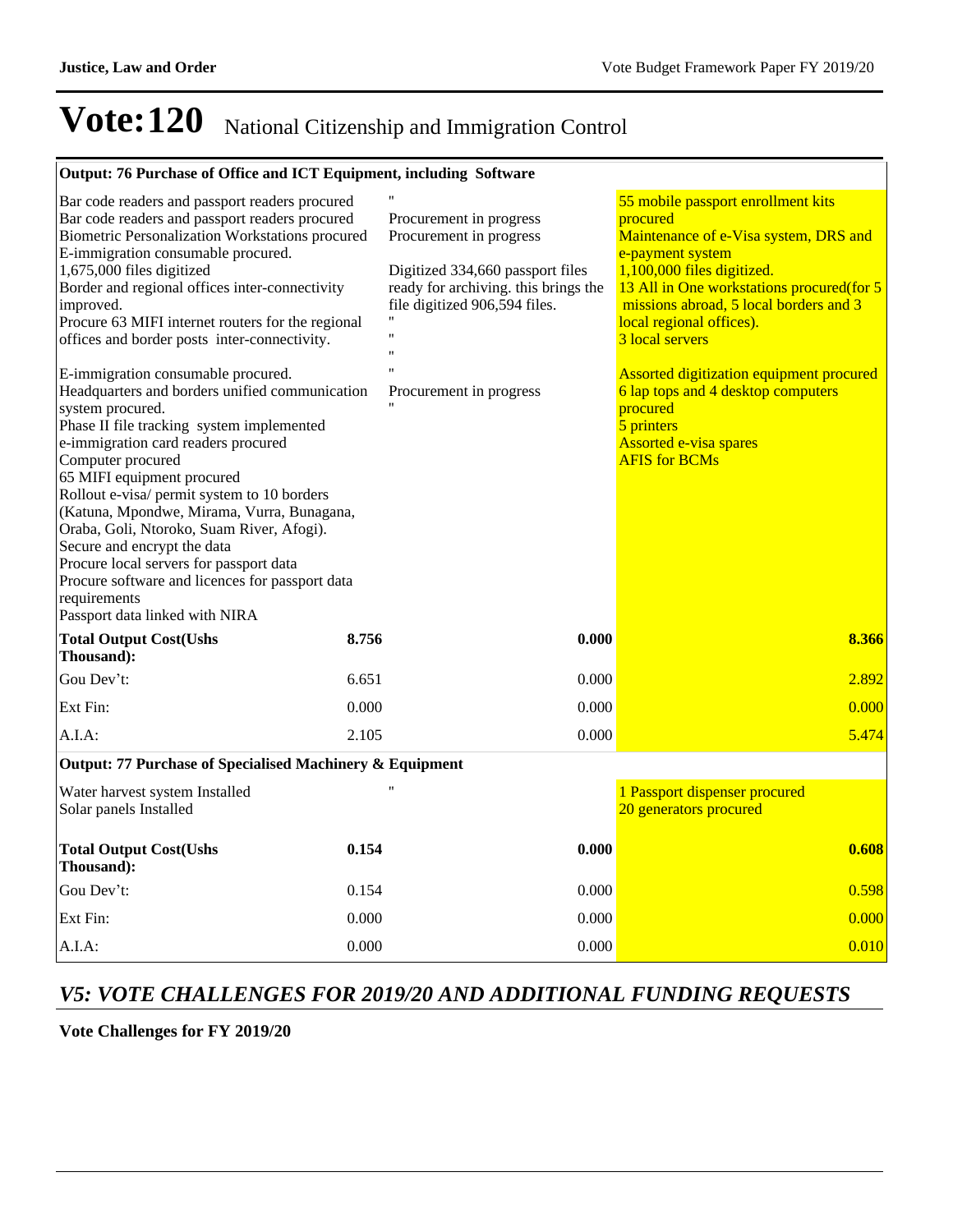# Vote:120 National Citizenship and Immigration Control

| Output: 76 Purchase of Office and ICT Equipment, including Software | | | |
|---|---|---|---|
| Bar code readers and passport readers procured<br>Bar code readers and passport readers procured<br>Biometric Personalization Workstations procured<br>E-immigration consumable procured.<br>1,675,000 files digitized<br>Border and regional offices inter-connectivity improved.<br>Procure 63 MIFI internet routers for the regional offices and border posts inter-connectivity.<br><br>E-immigration consumable procured.<br>Headquarters and borders unified communication system procured.<br>Phase II file tracking system implemented<br>e-immigration card readers procured<br>Computer procured<br>65 MIFI equipment procured<br>Rollout e-visa/ permit system to 10 borders (Katuna, Mpondwe, Mirama, Vurra, Bunagana, Oraba, Goli, Ntoroko, Suam River, Afogi).<br>Secure and encrypt the data<br>Procure local servers for passport data<br>Procure software and licences for passport data requirements<br>Passport data linked with NIRA | | "<br>Procurement in progress<br>Procurement in progress<br><br>Digitized 334,660 passport files ready for archiving. this brings the file digitized 906,594 files.<br>"<br>"<br>"<br>"<br>Procurement in progress<br>" | 55 mobile passport enrollment kits procured<br>Maintenance of e-Visa system, DRS and e-payment system<br>1,100,000 files digitized.<br>13 All in One workstations procured(for 5 missions abroad, 5 local borders and 3 local regional offices).<br>3 local servers<br><br>Assorted digitization equipment procured<br>6 lap tops and 4 desktop computers procured<br>5 printers<br>Assorted e-visa spares<br>AFIS for BCMs |
| **Total Output Cost(Ushs Thousand):** | **8.756** | **0.000** | **8.366** |
| Gou Dev't: | 6.651 | 0.000 | 2.892 |
| Ext Fin: | 0.000 | 0.000 | 0.000 |
| A.I.A: | 2.105 | 0.000 | 5.474 |
| **Output: 77 Purchase of Specialised Machinery & Equipment** | | | |
| Water harvest system Installed<br>Solar panels Installed | | " | 1 Passport dispenser procured<br>20 generators procured |
| **Total Output Cost(Ushs Thousand):** | **0.154** | **0.000** | **0.608** |
| Gou Dev't: | 0.154 | 0.000 | 0.598 |
| Ext Fin: | 0.000 | 0.000 | 0.000 |
| A.I.A: | 0.000 | 0.000 | 0.010 |

## *V5: VOTE CHALLENGES FOR 2019/20 AND ADDITIONAL FUNDING REQUESTS*

**Vote Challenges for FY 2019/20**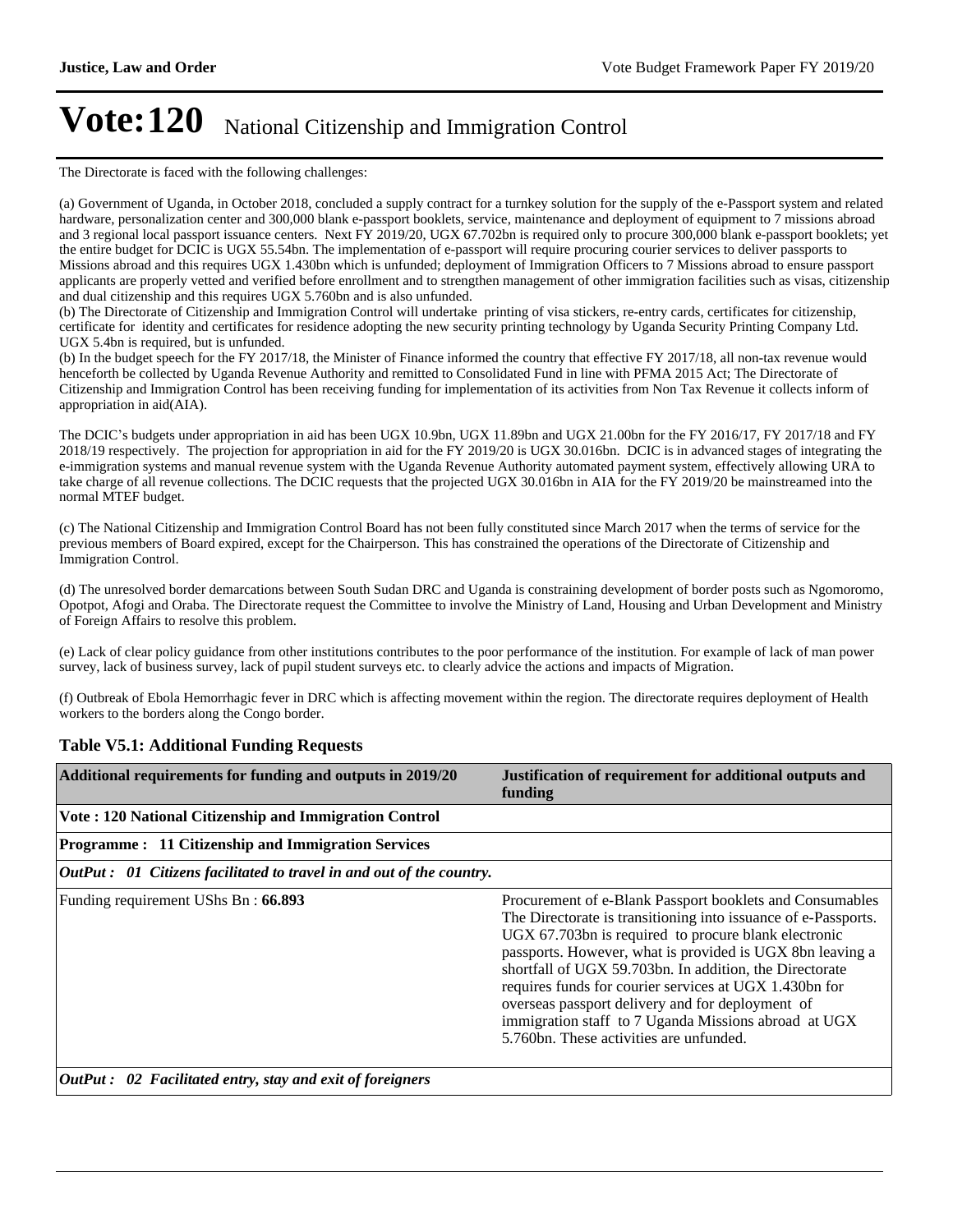# Vote:120 National Citizenship and Immigration Control

The Directorate is faced with the following challenges:

(a) Government of Uganda, in October 2018, concluded a supply contract for a turnkey solution for the supply of the e-Passport system and related hardware, personalization center and 300,000 blank e-passport booklets, service, maintenance and deployment of equipment to 7 missions abroad and 3 regional local passport issuance centers. Next FY 2019/20, UGX 67.702bn is required only to procure 300,000 blank e-passport booklets; yet the entire budget for DCIC is UGX 55.54bn. The implementation of e-passport will require procuring courier services to deliver passports to Missions abroad and this requires UGX 1.430bn which is unfunded; deployment of Immigration Officers to 7 Missions abroad to ensure passport applicants are properly vetted and verified before enrollment and to strengthen management of other immigration facilities such as visas, citizenship and dual citizenship and this requires UGX 5.760bn and is also unfunded.

(b) The Directorate of Citizenship and Immigration Control will undertake printing of visa stickers, re-entry cards, certificates for citizenship, certificate for identity and certificates for residence adopting the new security printing technology by Uganda Security Printing Company Ltd. UGX 5.4bn is required, but is unfunded.

(b) In the budget speech for the FY 2017/18, the Minister of Finance informed the country that effective FY 2017/18, all non-tax revenue would henceforth be collected by Uganda Revenue Authority and remitted to Consolidated Fund in line with PFMA 2015 Act; The Directorate of Citizenship and Immigration Control has been receiving funding for implementation of its activities from Non Tax Revenue it collects inform of appropriation in aid(AIA).

The DCIC's budgets under appropriation in aid has been UGX 10.9bn, UGX 11.89bn and UGX 21.00bn for the FY 2016/17, FY 2017/18 and FY 2018/19 respectively. The projection for appropriation in aid for the FY 2019/20 is UGX 30.016bn. DCIC is in advanced stages of integrating the e-immigration systems and manual revenue system with the Uganda Revenue Authority automated payment system, effectively allowing URA to take charge of all revenue collections. The DCIC requests that the projected UGX 30.016bn in AIA for the FY 2019/20 be mainstreamed into the normal MTEF budget.

(c) The National Citizenship and Immigration Control Board has not been fully constituted since March 2017 when the terms of service for the previous members of Board expired, except for the Chairperson. This has constrained the operations of the Directorate of Citizenship and Immigration Control.

(d) The unresolved border demarcations between South Sudan DRC and Uganda is constraining development of border posts such as Ngomoromo, Opotpot, Afogi and Oraba. The Directorate request the Committee to involve the Ministry of Land, Housing and Urban Development and Ministry of Foreign Affairs to resolve this problem.

(e) Lack of clear policy guidance from other institutions contributes to the poor performance of the institution. For example of lack of man power survey, lack of business survey, lack of pupil student surveys etc. to clearly advice the actions and impacts of Migration.

(f) Outbreak of Ebola Hemorrhagic fever in DRC which is affecting movement within the region. The directorate requires deployment of Health workers to the borders along the Congo border.

### Table V5.1: Additional Funding Requests

| Additional requirements for funding and outputs in 2019/20 | Justification of requirement for additional outputs and funding |
|---|---|
| **Vote : 120 National Citizenship and Immigration Control** | |
| **Programme : 11 Citizenship and Immigration Services** | |
| ***OutPut : 01 Citizens facilitated to travel in and out of the country.*** | |
| Funding requirement UShs Bn : **66.893** | Procurement of e-Blank Passport booklets and Consumables The Directorate is transitioning into issuance of e-Passports. UGX 67.703bn is required to procure blank electronic passports. However, what is provided is UGX 8bn leaving a shortfall of UGX 59.703bn. In addition, the Directorate requires funds for courier services at UGX 1.430bn for overseas passport delivery and for deployment of immigration staff to 7 Uganda Missions abroad at UGX 5.760bn. These activities are unfunded. |
| ***OutPut : 02 Facilitated entry, stay and exit of foreigners*** | |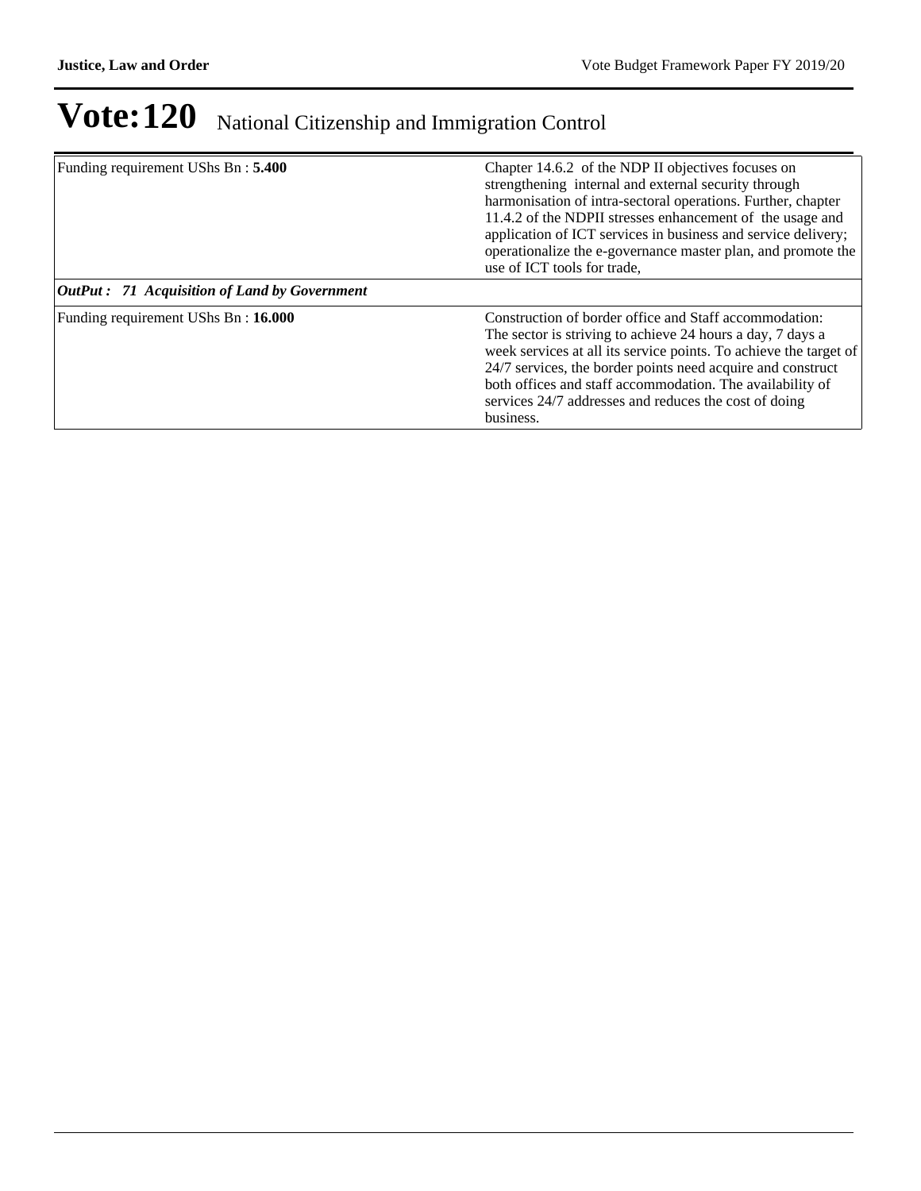# Vote:120 National Citizenship and Immigration Control

| | |
|---|---|
| Funding requirement UShs Bn : **5.400** | Chapter 14.6.2 of the NDP II objectives focuses on strengthening internal and external security through harmonisation of intra-sectoral operations. Further, chapter 11.4.2 of the NDPII stresses enhancement of the usage and application of ICT services in business and service delivery; operationalize the e-governance master plan, and promote the use of ICT tools for trade, |
| ***OutPut : 71 Acquisition of Land by Government*** | |
| Funding requirement UShs Bn : **16.000** | Construction of border office and Staff accommodation: The sector is striving to achieve 24 hours a day, 7 days a week services at all its service points. To achieve the target of 24/7 services, the border points need acquire and construct both offices and staff accommodation. The availability of services 24/7 addresses and reduces the cost of doing business. |